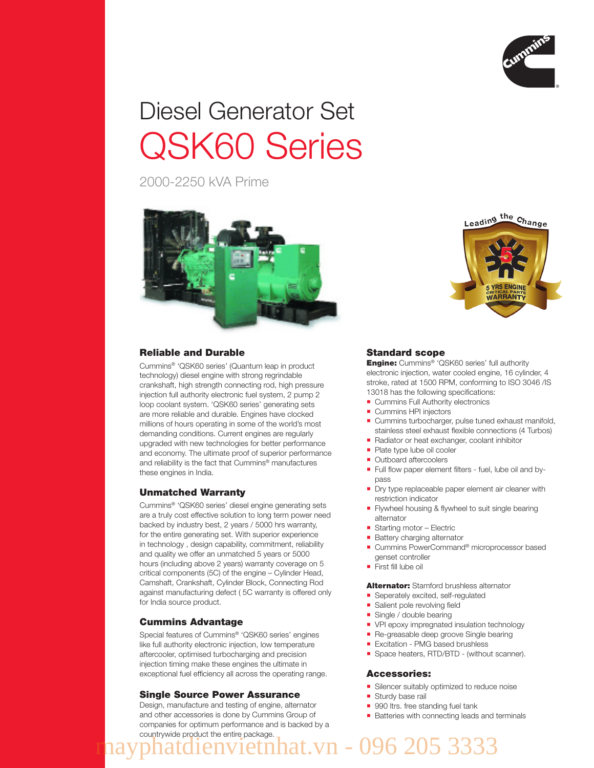# Diesel Generator Set

# QSK60 Series

2000-2250 kVA Prime

## Reliable and Durable

Cummins® 'QSK60 series' (Quantum leap in product technology) diesel engine with strong regrindable crankshaft, high strength connecting rod, high pressure injection full authority electronic fuel system, 2 pump 2 loop coolant system. 'QSK60 series' generating sets are more reliable and durable. Engines have clocked millions of hours operating in some of the world's most demanding conditions. Current engines are regularly upgraded with new technologies for better performance and economy. The ultimate proof of superior performance and reliability is the fact that Cummins® manufactures these engines in India.

## Unmatched Warranty

Cummins® 'QSK60 series' diesel engine generating sets are a truly cost effective solution to long term power need backed by industry best, 2 years / 5000 hrs warranty, for the entire generating set. With superior experience in technology , design capability, commitment, reliability and quality we offer an unmatched 5 years or 5000 hours (including above 2 years) warranty coverage on 5 critical components (5C) of the engine – Cylinder Head, Camshaft, Crankshaft, Cylinder Block, Connecting Rod against manufacturing defect ( 5C warranty is offered only for India source product.

## Cummins Advantage

Special features of Cummins® 'QSK60 series' engines like full authority electronic injection, low temperature aftercooler, optimised turbocharging and precision injection timing make these engines the ultimate in exceptional fuel efficiency all across the operating range.

## Single Source Power Assurance

Design, manufacture and testing of engine, alternator and other accessories is done by Cummins Group of companies for optimum performance and is backed by a countrywide product the entire package.

## Standard scope

**Engine:** Cummins® 'QSK60 series' full authority electronic injection, water cooled engine, 16 cylinder, 4 stroke, rated at 1500 RPM, conforming to ISO 3046 /IS 13018 has the following specifications:

- Cummins Full Authority electronics
- Cummins HPI injectors
- Cummins turbocharger, pulse tuned exhaust manifold, stainless steel exhaust flexible connections (4 Turbos)
- Radiator or heat exchanger, coolant inhibitor
- Plate type lube oil cooler
- Outboard aftercoolers
- Full flow paper element filters - fuel, lube oil and by-pass
- Dry type replaceable paper element air cleaner with restriction indicator
- Flywheel housing & flywheel to suit single bearing alternator
- Starting motor – Electric
- Battery charging alternator
- Cummins PowerCommand® microprocessor based genset controller
- First fill lube oil

**Alternator:** Stamford brushless alternator

- Seperately excited, self-regulated
- Salient pole revolving field
- Single / double bearing
- VPI epoxy impregnated insulation technology
- Re-greasable deep groove Single bearing
- Excitation - PMG based brushless
- Space heaters, RTD/BTD - (without scanner).

## Accessories:

- Silencer suitably optimized to reduce noise
- Sturdy base rail
- 990 ltrs. free standing fuel tank
- Batteries with connecting leads and terminals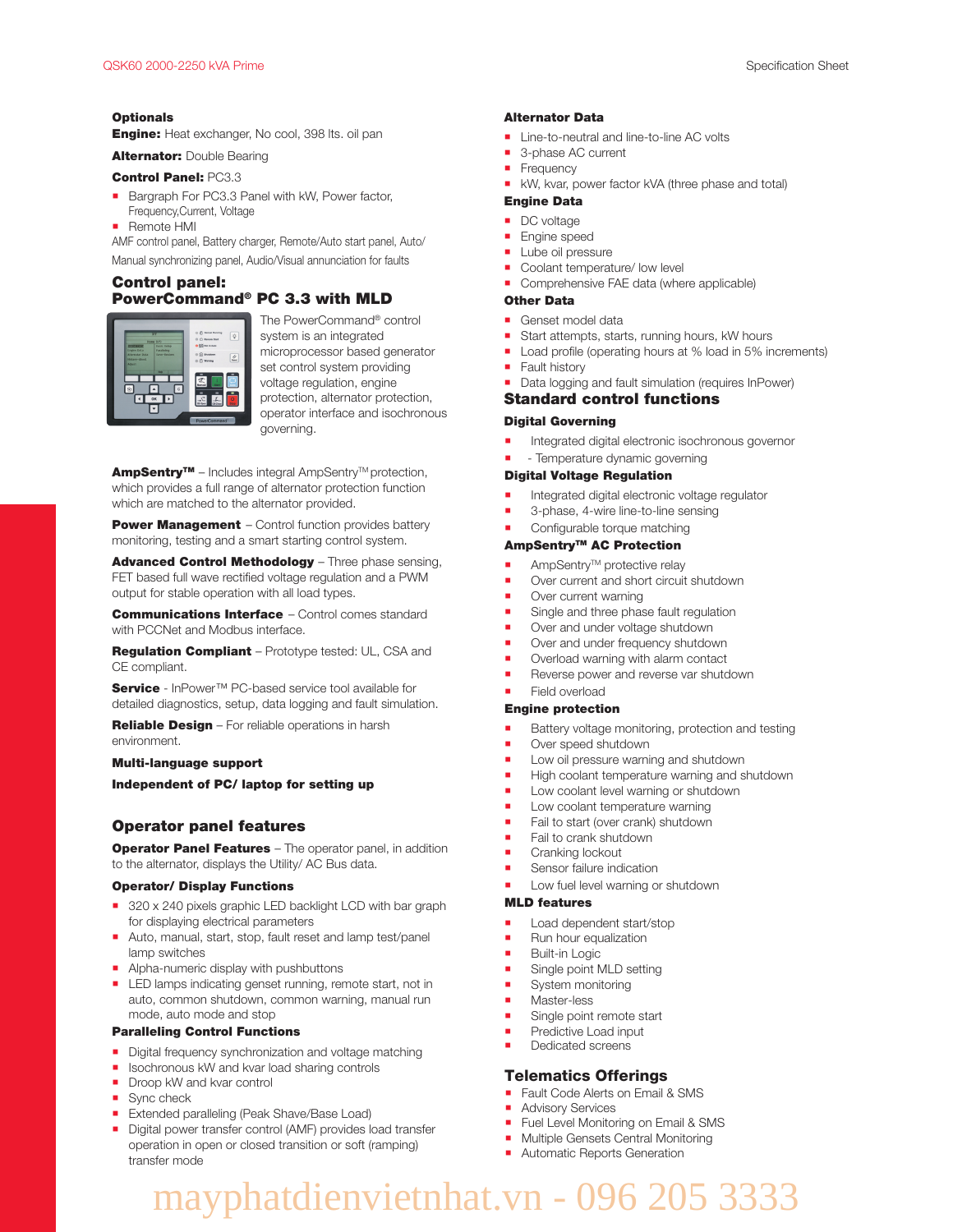## Optionals

**Engine:** Heat exchanger, No cool, 398 lts. oil pan

**Alternator:** Double Bearing

**Control Panel:** PC3.3

- Bargraph For PC3.3 Panel with kW, Power factor, Frequency,Current, Voltage
- Remote HMI

AMF control panel, Battery charger, Remote/Auto start panel, Auto/ Manual synchronizing panel, Audio/Visual annunciation for faults

## Control panel: PowerCommand® PC 3.3 with MLD

The PowerCommand® control system is an integrated microprocessor based generator set control system providing voltage regulation, engine protection, alternator protection, operator interface and isochronous governing.

**AmpSentry™** – Includes integral AmpSentry™ protection, which provides a full range of alternator protection function which are matched to the alternator provided.

**Power Management** – Control function provides battery monitoring, testing and a smart starting control system.

**Advanced Control Methodology** – Three phase sensing, FET based full wave rectified voltage regulation and a PWM output for stable operation with all load types.

**Communications Interface** – Control comes standard with PCCNet and Modbus interface.

**Regulation Compliant** – Prototype tested: UL, CSA and CE compliant.

**Service** - InPower™ PC-based service tool available for detailed diagnostics, setup, data logging and fault simulation.

**Reliable Design** – For reliable operations in harsh environment.

**Multi-language support**

**Independent of PC/ laptop for setting up**

## Operator panel features

**Operator Panel Features** – The operator panel, in addition to the alternator, displays the Utility/ AC Bus data.

### Operator/ Display Functions

- 320 x 240 pixels graphic LED backlight LCD with bar graph for displaying electrical parameters
- Auto, manual, start, stop, fault reset and lamp test/panel lamp switches
- Alpha-numeric display with pushbuttons
- LED lamps indicating genset running, remote start, not in auto, common shutdown, common warning, manual run mode, auto mode and stop

### Paralleling Control Functions

- Digital frequency synchronization and voltage matching
- Isochronous kW and kvar load sharing controls
- Droop kW and kvar control
- Sync check
- Extended paralleling (Peak Shave/Base Load)
- Digital power transfer control (AMF) provides load transfer operation in open or closed transition or soft (ramping) transfer mode

### Alternator Data

- Line-to-neutral and line-to-line AC volts
- 3-phase AC current
- Frequency
- kW, kvar, power factor kVA (three phase and total)

### Engine Data

- DC voltage
- Engine speed
- Lube oil pressure
- Coolant temperature/ low level
- Comprehensive FAE data (where applicable)

### Other Data

- Genset model data
- Start attempts, starts, running hours, kW hours
- Load profile (operating hours at % load in 5% increments)
- Fault history
- Data logging and fault simulation (requires InPower)

## Standard control functions

### Digital Governing

- Integrated digital electronic isochronous governor
- - Temperature dynamic governing

### Digital Voltage Regulation

- Integrated digital electronic voltage regulator
- 3-phase, 4-wire line-to-line sensing
- Configurable torque matching

### AmpSentry™ AC Protection

- AmpSentry™ protective relay
- Over current and short circuit shutdown
- Over current warning
- Single and three phase fault regulation
- Over and under voltage shutdown
- Over and under frequency shutdown
- Overload warning with alarm contact
- Reverse power and reverse var shutdown
- Field overload

### Engine protection

- Battery voltage monitoring, protection and testing
- Over speed shutdown
- Low oil pressure warning and shutdown
- High coolant temperature warning and shutdown
- Low coolant level warning or shutdown
- Low coolant temperature warning
- Fail to start (over crank) shutdown
- Fail to crank shutdown
- Cranking lockout
- Sensor failure indication
- Low fuel level warning or shutdown

### MLD features

- Load dependent start/stop
- Run hour equalization
- Built-in Logic
- Single point MLD setting
- System monitoring
- Master-less
- Single point remote start
- Predictive Load input
- Dedicated screens

## Telematics Offerings

- Fault Code Alerts on Email & SMS
- Advisory Services
- Fuel Level Monitoring on Email & SMS
- Multiple Gensets Central Monitoring
- Automatic Reports Generation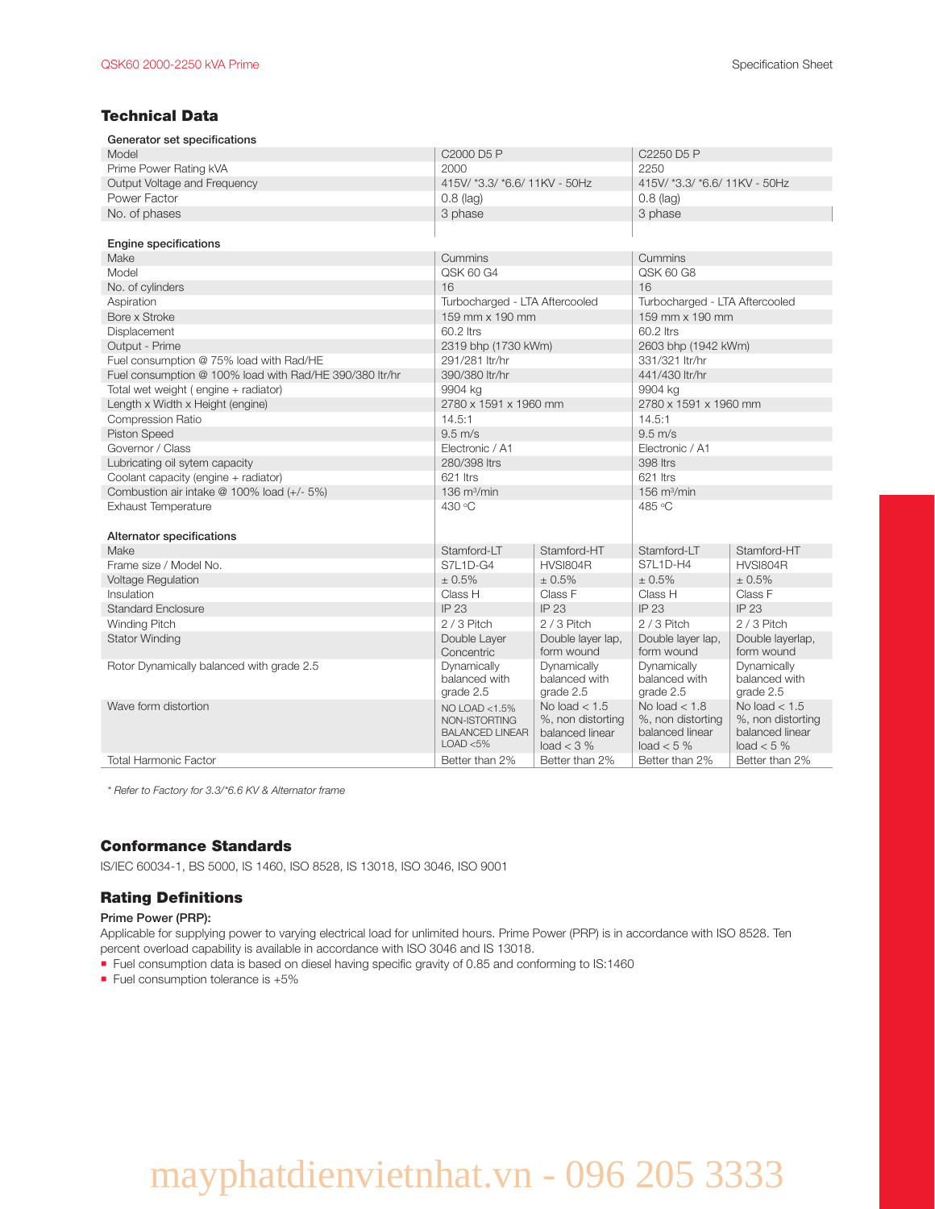## Technical Data

| | | | | |
|---|---|---|---|---|
| **Generator set specifications** | | | | |
| Model | C2000 D5 P | | C2250 D5 P | |
| Prime Power Rating kVA | 2000 | | 2250 | |
| Output Voltage and Frequency | 415V/ *3.3/ *6.6/ 11KV - 50Hz | | 415V/ *3.3/ *6.6/ 11KV - 50Hz | |
| Power Factor | 0.8 (lag) | | 0.8 (lag) | |
| No. of phases | 3 phase | | 3 phase | |
| **Engine specifications** | | | | |
| Make | Cummins | | Cummins | |
| Model | QSK 60 G4 | | QSK 60 G8 | |
| No. of cylinders | 16 | | 16 | |
| Aspiration | Turbocharged - LTA Aftercooled | | Turbocharged - LTA Aftercooled | |
| Bore x Stroke | 159 mm x 190 mm | | 159 mm x 190 mm | |
| Displacement | 60.2 ltrs | | 60.2 ltrs | |
| Output - Prime | 2319 bhp (1730 kWm) | | 2603 bhp (1942 kWm) | |
| Fuel consumption @ 75% load with Rad/HE | 291/281 ltr/hr | | 331/321 ltr/hr | |
| Fuel consumption @ 100% load with Rad/HE 390/380 ltr/hr | 390/380 ltr/hr | | 441/430 ltr/hr | |
| Total wet weight ( engine + radiator) | 9904 kg | | 9904 kg | |
| Length x Width x Height (engine) | 2780 x 1591 x 1960 mm | | 2780 x 1591 x 1960 mm | |
| Compression Ratio | 14.5:1 | | 14.5:1 | |
| Piston Speed | 9.5 m/s | | 9.5 m/s | |
| Governor / Class | Electronic / A1 | | Electronic / A1 | |
| Lubricating oil sytem capacity | 280/398 ltrs | | 398 ltrs | |
| Coolant capacity (engine + radiator) | 621 ltrs | | 621 ltrs | |
| Combustion air intake @ 100% load (+/- 5%) | 136 m³/min | | 156 m³/min | |
| Exhaust Temperature | 430 ºC | | 485 ºC | |
| **Alternator specifications** | | | | |
| Make | Stamford-LT | Stamford-HT | Stamford-LT | Stamford-HT |
| Frame size / Model No. | S7L1D-G4 | HVSI804R | S7L1D-H4 | HVSI804R |
| Voltage Regulation | ± 0.5% | ± 0.5% | ± 0.5% | ± 0.5% |
| Insulation | Class H | Class F | Class H | Class F |
| Standard Enclosure | IP 23 | IP 23 | IP 23 | IP 23 |
| Winding Pitch | 2 / 3 Pitch | 2 / 3 Pitch | 2 / 3 Pitch | 2 / 3 Pitch |
| Stator Winding | Double Layer Concentric | Double layer lap, form wound | Double layer lap, form wound | Double layerlap, form wound |
| Rotor Dynamically balanced with grade 2.5 | Dynamically balanced with grade 2.5 | Dynamically balanced with grade 2.5 | Dynamically balanced with grade 2.5 | Dynamically balanced with grade 2.5 |
| Wave form distortion | NO LOAD <1.5% NON-ISTORTING BALANCED LINEAR LOAD <5% | No load < 1.5 %, non distorting balanced linear load < 3 % | No load < 1.8 %, non distorting balanced linear load < 5 % | No load < 1.5 %, non distorting balanced linear load < 5 % |
| Total Harmonic Factor | Better than 2% | Better than 2% | Better than 2% | Better than 2% |

*\* Refer to Factory for 3.3/\*6.6 KV & Alternator frame*

## Conformance Standards

IS/IEC 60034-1, BS 5000, IS 1460, ISO 8528, IS 13018, ISO 3046, ISO 9001

## Rating Definitions

**Prime Power (PRP):**

Applicable for supplying power to varying electrical load for unlimited hours. Prime Power (PRP) is in accordance with ISO 8528. Ten percent overload capability is available in accordance with ISO 3046 and IS 13018.

- Fuel consumption data is based on diesel having specific gravity of 0.85 and conforming to IS:1460
- Fuel consumption tolerance is +5%

mayphatdienvietnhat.vn - 096 205 3333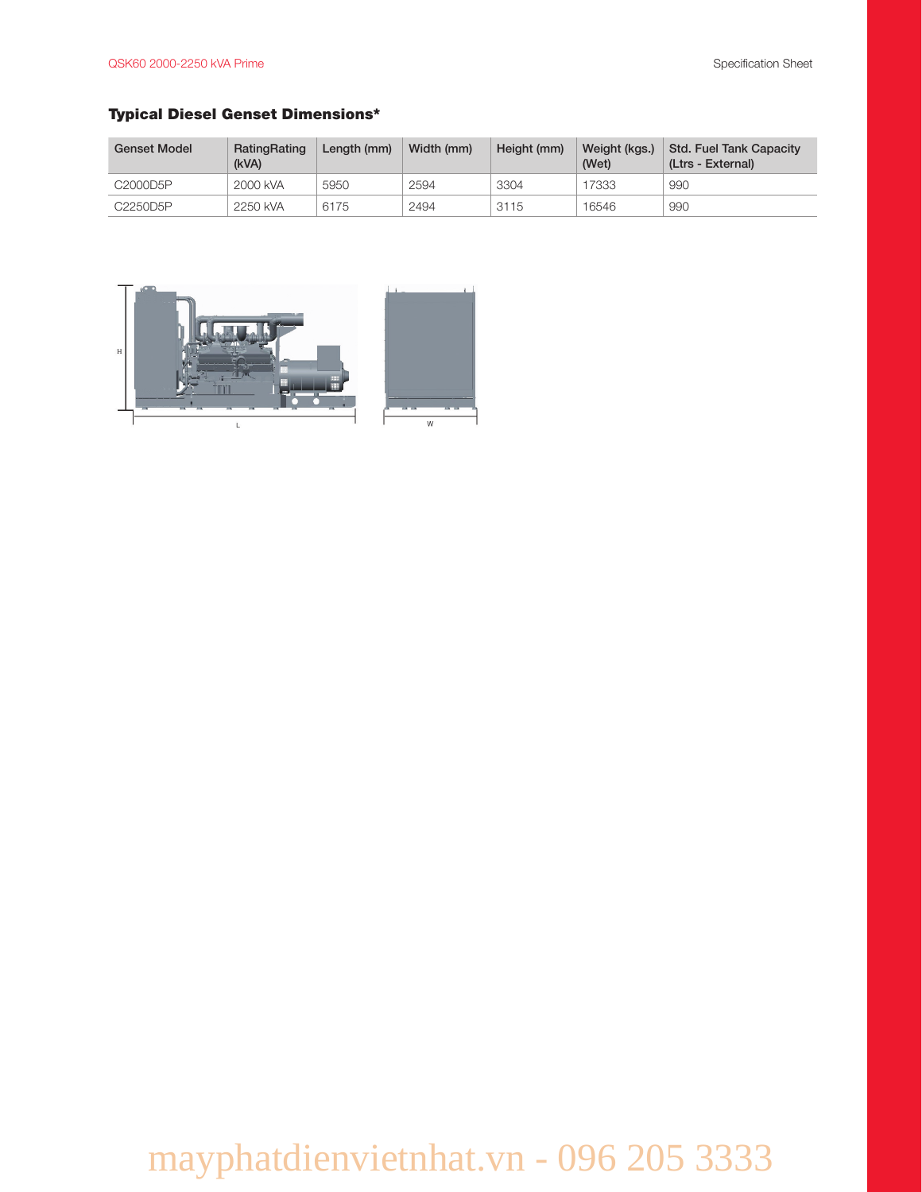### Typical Diesel Genset Dimensions*

| Genset Model | RatingRating (kVA) | Length (mm) | Width (mm) | Height (mm) | Weight (kgs.) (Wet) | Std. Fuel Tank Capacity (Ltrs - External) |
|---|---|---|---|---|---|---|
| C2000D5P | 2000 kVA | 5950 | 2594 | 3304 | 17333 | 990 |
| C2250D5P | 2250 kVA | 6175 | 2494 | 3115 | 16546 | 990 |

H

L

W

maypahtdienvietnhat.vn - 096 205 3333